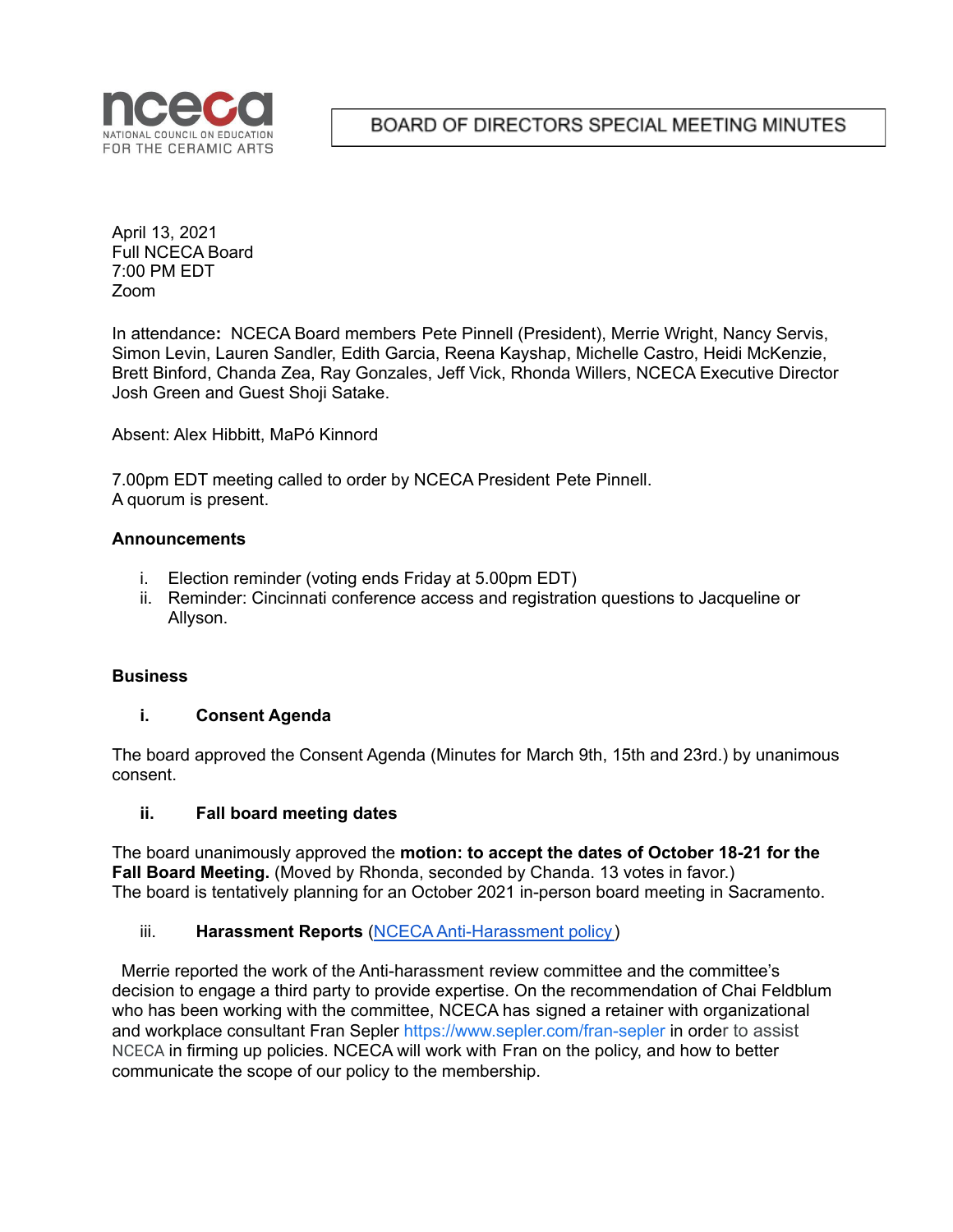# BOARD OF DIRECTORS SPECIAL MEETING MINUTES

April 13, 2021
Full NCECA Board
7:00 PM EDT
Zoom

In attendance**:** NCECA Board members Pete Pinnell (President), Merrie Wright, Nancy Servis, Simon Levin, Lauren Sandler, Edith Garcia, Reena Kayshap, Michelle Castro, Heidi McKenzie, Brett Binford, Chanda Zea, Ray Gonzales, Jeff Vick, Rhonda Willers, NCECA Executive Director Josh Green and Guest Shoji Satake.

Absent: Alex Hibbitt, MaPó Kinnord

7.00pm EDT meeting called to order by NCECA President Pete Pinnell.
A quorum is present.

**Announcements**

i. Election reminder (voting ends Friday at 5.00pm EDT)
ii. Reminder: Cincinnati conference access and registration questions to Jacqueline or Allyson.

**Business**

**i. Consent Agenda**

The board approved the Consent Agenda (Minutes for March 9th, 15th and 23rd.) by unanimous consent.

**ii. Fall board meeting dates**

The board unanimously approved the **motion: to accept the dates of October 18-21 for the Fall Board Meeting.** (Moved by Rhonda, seconded by Chanda. 13 votes in favor.)
The board is tentatively planning for an October 2021 in-person board meeting in Sacramento.

iii. **Harassment Reports** ([NCECA Anti-Harassment policy](NCECA Anti-Harassment policy))

Merrie reported the work of the Anti-harassment review committee and the committee's decision to engage a third party to provide expertise. On the recommendation of Chai Feldblum who has been working with the committee, NCECA has signed a retainer with organizational and workplace consultant Fran Sepler https://www.sepler.com/fran-sepler in order to assist NCECA in firming up policies. NCECA will work with Fran on the policy, and how to better communicate the scope of our policy to the membership.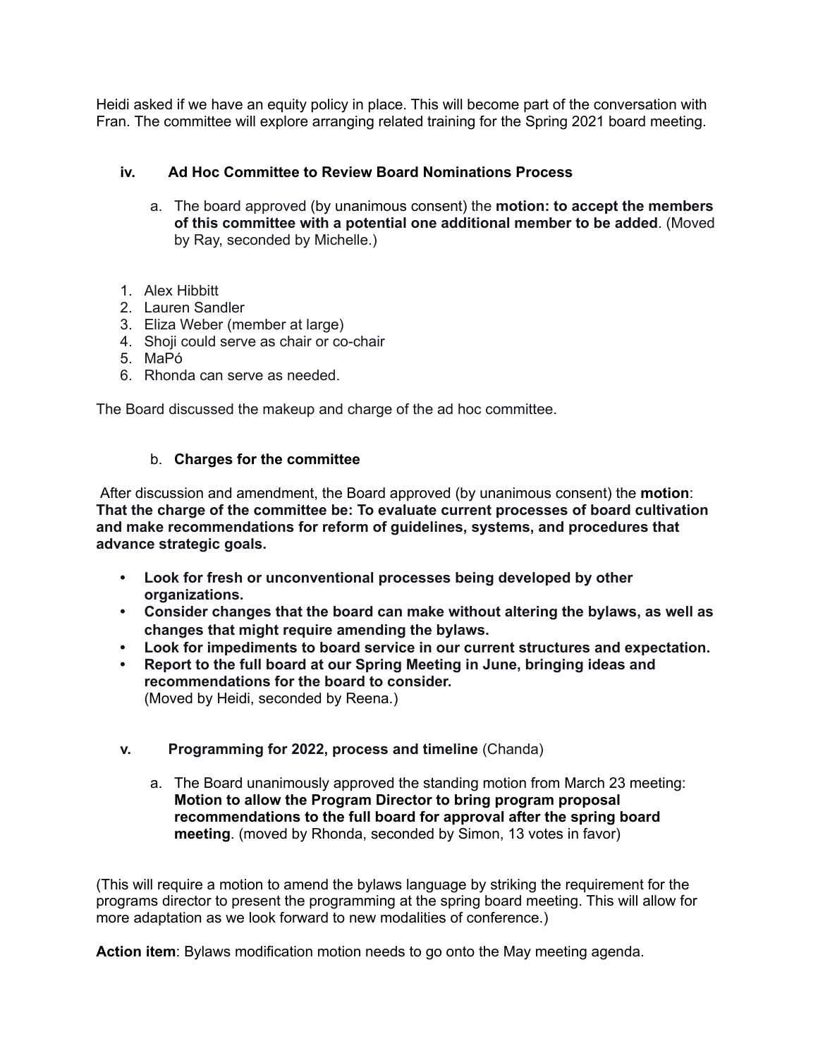Heidi asked if we have an equity policy in place. This will become part of the conversation with Fran. The committee will explore arranging related training for the Spring 2021 board meeting.

### iv. Ad Hoc Committee to Review Board Nominations Process

a. The board approved (by unanimous consent) the **motion: to accept the members of this committee with a potential one additional member to be added**. (Moved by Ray, seconded by Michelle.)

1. Alex Hibbitt
2. Lauren Sandler
3. Eliza Weber (member at large)
4. Shoji could serve as chair or co-chair
5. MaPó
6. Rhonda can serve as needed.

The Board discussed the makeup and charge of the ad hoc committee.

b. **Charges for the committee**

After discussion and amendment, the Board approved (by unanimous consent) the **motion**: **That the charge of the committee be: To evaluate current processes of board cultivation and make recommendations for reform of guidelines, systems, and procedures that advance strategic goals.**

- **Look for fresh or unconventional processes being developed by other organizations.**
- **Consider changes that the board can make without altering the bylaws, as well as changes that might require amending the bylaws.**
- **Look for impediments to board service in our current structures and expectation.**
- **Report to the full board at our Spring Meeting in June, bringing ideas and recommendations for the board to consider.**
  (Moved by Heidi, seconded by Reena.)

### v. Programming for 2022, process and timeline (Chanda)

a. The Board unanimously approved the standing motion from March 23 meeting: **Motion to allow the Program Director to bring program proposal recommendations to the full board for approval after the spring board meeting**. (moved by Rhonda, seconded by Simon, 13 votes in favor)

(This will require a motion to amend the bylaws language by striking the requirement for the programs director to present the programming at the spring board meeting. This will allow for more adaptation as we look forward to new modalities of conference.)

**Action item**: Bylaws modification motion needs to go onto the May meeting agenda.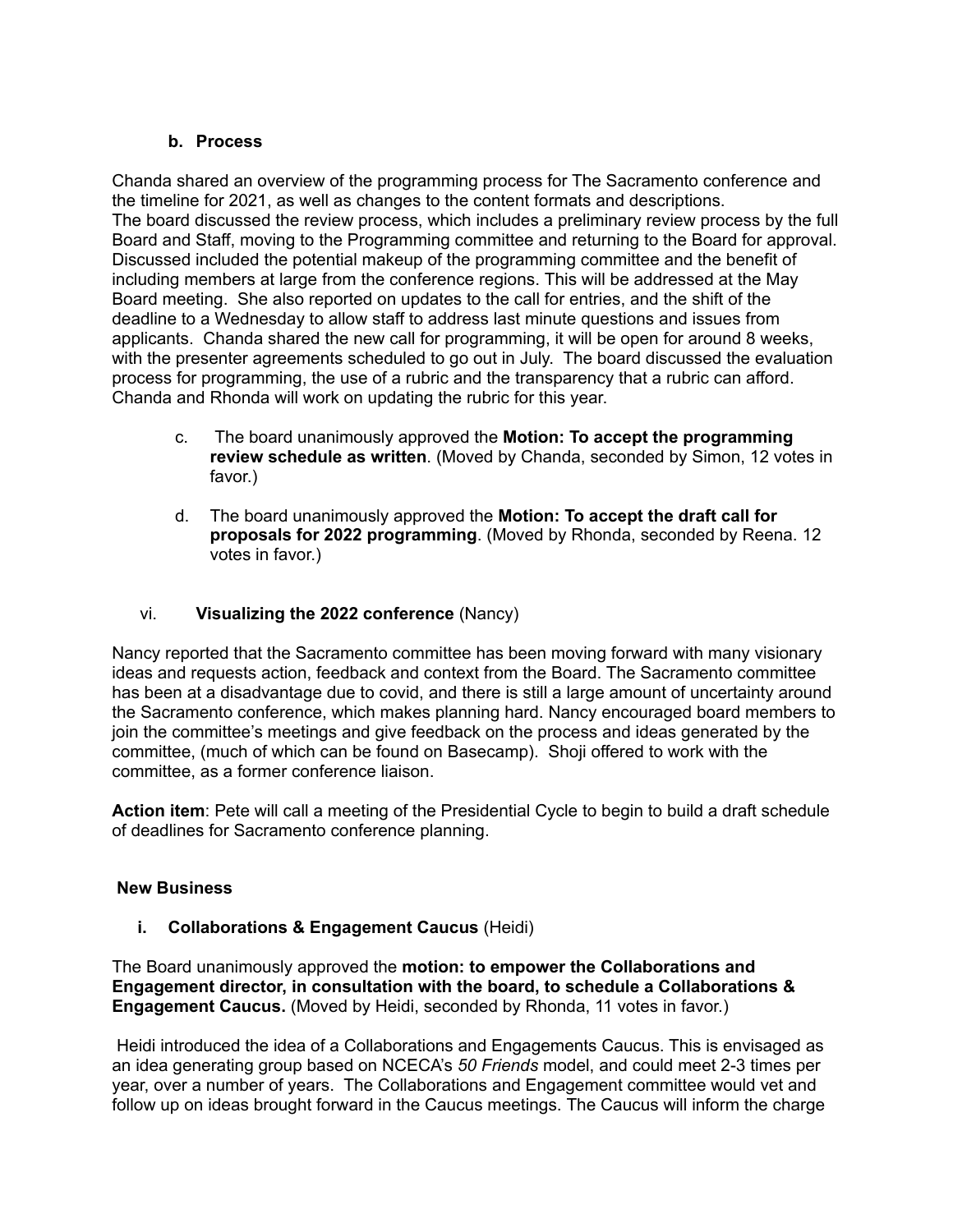### b. Process

Chanda shared an overview of the programming process for The Sacramento conference and the timeline for 2021, as well as changes to the content formats and descriptions.
The board discussed the review process, which includes a preliminary review process by the full Board and Staff, moving to the Programming committee and returning to the Board for approval. Discussed included the potential makeup of the programming committee and the benefit of including members at large from the conference regions. This will be addressed at the May Board meeting. She also reported on updates to the call for entries, and the shift of the deadline to a Wednesday to allow staff to address last minute questions and issues from applicants. Chanda shared the new call for programming, it will be open for around 8 weeks, with the presenter agreements scheduled to go out in July. The board discussed the evaluation process for programming, the use of a rubric and the transparency that a rubric can afford. Chanda and Rhonda will work on updating the rubric for this year.

c. The board unanimously approved the **Motion: To accept the programming review schedule as written**. (Moved by Chanda, seconded by Simon, 12 votes in favor.)

d. The board unanimously approved the **Motion: To accept the draft call for proposals for 2022 programming**. (Moved by Rhonda, seconded by Reena. 12 votes in favor.)

vi. **Visualizing the 2022 conference** (Nancy)

Nancy reported that the Sacramento committee has been moving forward with many visionary ideas and requests action, feedback and context from the Board. The Sacramento committee has been at a disadvantage due to covid, and there is still a large amount of uncertainty around the Sacramento conference, which makes planning hard. Nancy encouraged board members to join the committee's meetings and give feedback on the process and ideas generated by the committee, (much of which can be found on Basecamp). Shoji offered to work with the committee, as a former conference liaison.

**Action item**: Pete will call a meeting of the Presidential Cycle to begin to build a draft schedule of deadlines for Sacramento conference planning.

## New Business

**i. Collaborations & Engagement Caucus** (Heidi)

The Board unanimously approved the **motion: to empower the Collaborations and Engagement director, in consultation with the board, to schedule a Collaborations & Engagement Caucus.** (Moved by Heidi, seconded by Rhonda, 11 votes in favor.)

Heidi introduced the idea of a Collaborations and Engagements Caucus. This is envisaged as an idea generating group based on NCECA's *50 Friends* model, and could meet 2-3 times per year, over a number of years. The Collaborations and Engagement committee would vet and follow up on ideas brought forward in the Caucus meetings. The Caucus will inform the charge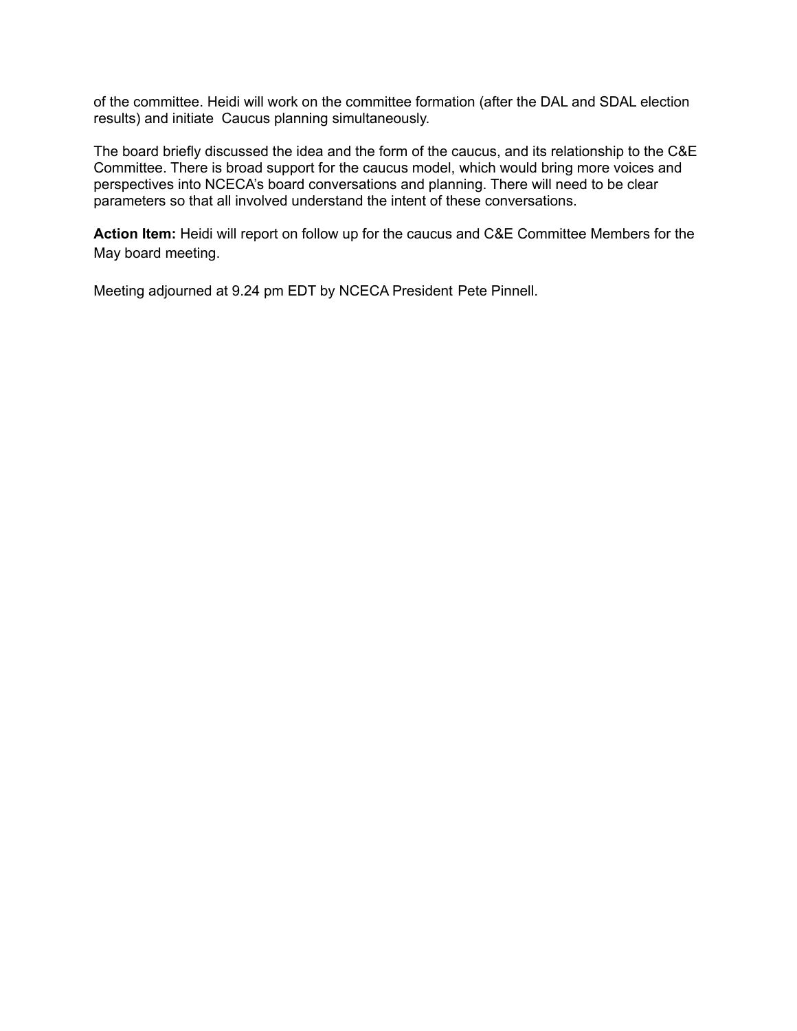of the committee. Heidi will work on the committee formation (after the DAL and SDAL election results) and initiate  Caucus planning simultaneously.

The board briefly discussed the idea and the form of the caucus, and its relationship to the C&E Committee. There is broad support for the caucus model, which would bring more voices and perspectives into NCECA's board conversations and planning. There will need to be clear parameters so that all involved understand the intent of these conversations.

**Action Item:** Heidi will report on follow up for the caucus and C&E Committee Members for the May board meeting.

Meeting adjourned at 9.24 pm EDT by NCECA President Pete Pinnell.